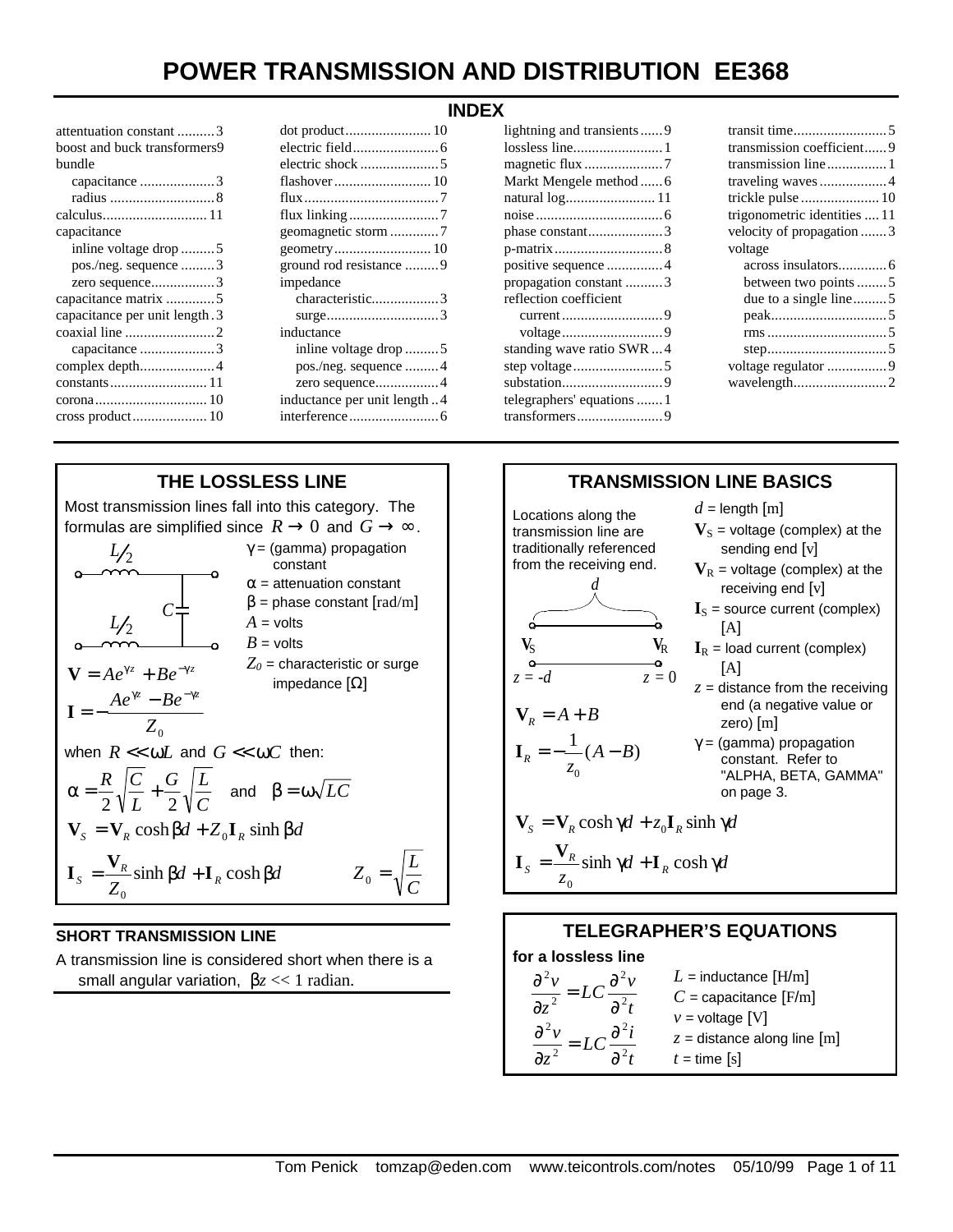# POWER TRANSMISSION AND DISTRIBUTION EE368

## INDEX

attentuation constant .......... 3
boost and buck transformers 9
bundle
  capacitance .................... 3
  radius ............................ 8
calculus............................ 11
capacitance
  inline voltage drop ......... 5
  pos./neg. sequence ......... 3
  zero sequence................. 3
capacitance matrix ............. 5
capacitance per unit length . 3
coaxial line ........................ 2
  capacitance .................... 3
complex depth.................... 4
constants .......................... 11
corona .............................. 10
cross product .................... 10
dot product ....................... 10
electric field ....................... 6
electric shock ..................... 5
flashover .......................... 10
flux .................................... 7
flux linking ........................ 7
geomagnetic storm ............. 7
geometry .......................... 10
ground rod resistance ......... 9
impedance
  characteristic.................. 3
  surge .............................. 3
inductance
  inline voltage drop ......... 5
  pos./neg. sequence ......... 4
  zero sequence................. 4
inductance per unit length .. 4
interference ........................ 6
lightning and transients ...... 9
lossless line........................ 1
magnetic flux ..................... 7
Markt Mengele method ...... 6
natural log........................ 11
noise .................................. 6
phase constant.................... 3
p-matrix ............................. 8
positive sequence ............... 4
propagation constant .......... 3
reflection coefficient
  current ........................... 9
  voltage ........................... 9
standing wave ratio SWR ... 4
step voltage ........................ 5
substation........................... 9
telegraphers' equations ....... 1
transformers ....................... 9
transit time......................... 5
transmission coefficient...... 9
transmission line ................ 1
traveling waves .................. 4
trickle pulse ..................... 10
trigonometric identities .... 11
velocity of propagation ....... 3
voltage
  across insulators............. 6
  between two points ........ 5
  due to a single line ......... 5
  peak ............................... 5
  rms ................................ 5
  step ................................ 5
voltage regulator ................ 9
wavelength ......................... 2

## THE LOSSLESS LINE

Most transmission lines fall into this category. The formulas are simplified since $R \to 0$ and $G \to \infty$.

(Circuit: series $L/2$, shunt $C$, series $L/2$)

- $\gamma$ = (gamma) propagation constant
- $\alpha$ = attenuation constant
- $\beta$ = phase constant [rad/m]
- $A$ = volts
- $B$ = volts
- $Z_0$ = characteristic or surge impedance [Ω]

$$\mathbf{V} = Ae^{\gamma z} + Be^{-\gamma z}$$

$$\mathbf{I} = -\frac{Ae^{\gamma z} - Be^{-\gamma z}}{Z_0}$$

when $R \ll \omega L$ and $G \ll \omega C$ then:

$$\alpha = \frac{R}{2}\sqrt{\frac{C}{L}} + \frac{G}{2}\sqrt{\frac{L}{C}} \quad \text{and} \quad \beta = \omega\sqrt{LC}$$

$$\mathbf{V}_S = \mathbf{V}_R \cosh \beta d + Z_0 \mathbf{I}_R \sinh \beta d$$

$$\mathbf{I}_S = \frac{\mathbf{V}_R}{Z_0}\sinh \beta d + \mathbf{I}_R \cosh \beta d \qquad Z_0 = \sqrt{\frac{L}{C}}$$

### SHORT TRANSMISSION LINE

A transmission line is considered short when there is a small angular variation, $\beta z \ll 1$ radian.

## TRANSMISSION LINE BASICS

Locations along the transmission line are traditionally referenced from the receiving end.

(Diagram: line of length $d$, $\mathbf{V}_S$ at $z = -d$, $\mathbf{V}_R$ at $z = 0$)

$$\mathbf{V}_R = A + B$$

$$\mathbf{I}_R = -\frac{1}{z_0}(A - B)$$

- $d$ = length [m]
- $\mathbf{V}_S$ = voltage (complex) at the sending end [v]
- $\mathbf{V}_R$ = voltage (complex) at the receiving end [v]
- $\mathbf{I}_S$ = source current (complex) [A]
- $\mathbf{I}_R$ = load current (complex) [A]
- $z$ = distance from the receiving end (a negative value or zero) [m]
- $\gamma$ = (gamma) propagation constant. Refer to "ALPHA, BETA, GAMMA" on page 3.

$$\mathbf{V}_S = \mathbf{V}_R \cosh \gamma d + z_0 \mathbf{I}_R \sinh \gamma d$$

$$\mathbf{I}_S = \frac{\mathbf{V}_R}{z_0}\sinh \gamma d + \mathbf{I}_R \cosh \gamma d$$

## TELEGRAPHER'S EQUATIONS

**for a lossless line**

$$\frac{\partial^2 v}{\partial z^2} = LC\frac{\partial^2 v}{\partial^2 t}$$

$$\frac{\partial^2 v}{\partial z^2} = LC\frac{\partial^2 i}{\partial^2 t}$$

- $L$ = inductance [H/m]
- $C$ = capacitance [F/m]
- $v$ = voltage [V]
- $z$ = distance along line [m]
- $t$ = time [s]

Tom Penick tomzap@eden.com www.teicontrols.com/notes 05/10/99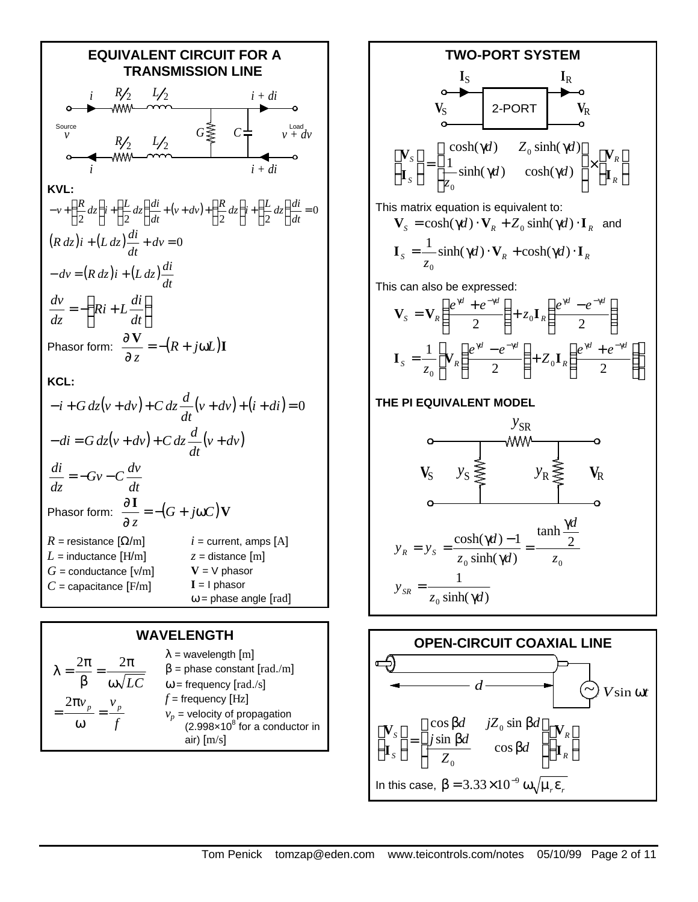## EQUIVALENT CIRCUIT FOR A TRANSMISSION LINE

Source $v$ — Load $v + dv$; series elements $R/2$, $L/2$ (top and bottom), shunt $G$ and $C$; currents $i$ and $i + di$.

**KVL:**

$$-v + \left(\frac{R}{2}dz\right)i + \left(\frac{L}{2}dz\right)\frac{di}{dt} + (v + dv) + \left(\frac{R}{2}dz\right)i + \left(\frac{L}{2}dz\right)\frac{di}{dt} = 0$$

$$(R\,dz)i + (L\,dz)\frac{di}{dt} + dv = 0$$

$$-dv = (R\,dz)i + (L\,dz)\frac{di}{dt}$$

$$\frac{dv}{dz} = -\left(Ri + L\frac{di}{dt}\right)$$

Phasor form: $\dfrac{\partial \mathbf{V}}{\partial z} = -(R + j\omega L)\mathbf{I}$

**KCL:**

$$-i + G\,dz(v + dv) + C\,dz\frac{d}{dt}(v + dv) + (i + di) = 0$$

$$-di = G\,dz(v + dv) + C\,dz\frac{d}{dt}(v + dv)$$

$$\frac{di}{dz} = -Gv - C\frac{dv}{dt}$$

Phasor form: $\dfrac{\partial \mathbf{I}}{\partial z} = -(G + j\omega C)\mathbf{V}$

- $R$ = resistance [$\Omega$/m]
- $L$ = inductance [H/m]
- $G$ = conductance [℧/m]
- $C$ = capacitance [F/m]
- $i$ = current, amps [A]
- $z$ = distance [m]
- $\mathbf{V}$ = V phasor
- $\mathbf{I}$ = I phasor
- $\omega$ = phase angle [rad]

## WAVELENGTH

$$\lambda = \frac{2\pi}{\beta} = \frac{2\pi}{\omega\sqrt{LC}} = \frac{2\pi v_p}{\omega} = \frac{v_p}{f}$$

- $\lambda$ = wavelength [m]
- $\beta$ = phase constant [rad./m]
- $\omega$ = frequency [rad./s]
- $f$ = frequency [Hz]
- $v_p$ = velocity of propagation ($2.998\times10^8$ for a conductor in air) [m/s]

## TWO-PORT SYSTEM

$\mathbf{I}_S$, $\mathbf{V}_S$ — 2-PORT — $\mathbf{I}_R$, $\mathbf{V}_R$

$$\begin{bmatrix}\mathbf{V}_S\\ \mathbf{I}_S\end{bmatrix} = \begin{bmatrix}\cosh(\gamma d) & Z_0\sinh(\gamma d)\\ \frac{1}{z_0}\sinh(\gamma d) & \cosh(\gamma d)\end{bmatrix} \times \begin{bmatrix}\mathbf{V}_R\\ \mathbf{I}_R\end{bmatrix}$$

This matrix equation is equivalent to:

$$\mathbf{V}_S = \cosh(\gamma d)\cdot\mathbf{V}_R + Z_0\sinh(\gamma d)\cdot\mathbf{I}_R \quad \text{and}$$

$$\mathbf{I}_S = \frac{1}{z_0}\sinh(\gamma d)\cdot\mathbf{V}_R + \cosh(\gamma d)\cdot\mathbf{I}_R$$

This can also be expressed:

$$\mathbf{V}_S = \mathbf{V}_R\left(\frac{e^{\gamma d} + e^{-\gamma d}}{2}\right) + z_0\mathbf{I}_R\left(\frac{e^{\gamma d} - e^{-\gamma d}}{2}\right)$$

$$\mathbf{I}_S = \frac{1}{z_0}\left[\mathbf{V}_R\left(\frac{e^{\gamma d} - e^{-\gamma d}}{2}\right) + Z_0\mathbf{I}_R\left(\frac{e^{\gamma d} + e^{-\gamma d}}{2}\right)\right]$$

### THE PI EQUIVALENT MODEL

Series admittance $y_{SR}$; shunt admittances $y_S$ (at $\mathbf{V}_S$) and $y_R$ (at $\mathbf{V}_R$).

$$y_R = y_S = \frac{\cosh(\gamma d) - 1}{z_0\sinh(\gamma d)} = \frac{\tanh\frac{\gamma d}{2}}{z_0}$$

$$y_{SR} = \frac{1}{z_0\sinh(\gamma d)}$$

## OPEN-CIRCUIT COAXIAL LINE

Line of length $d$ driven by source $V\sin\omega t$.

$$\begin{bmatrix}\mathbf{V}_S\\ \mathbf{I}_S\end{bmatrix} = \begin{bmatrix}\cos\beta d & jZ_0\sin\beta d\\ \frac{j\sin\beta d}{Z_0} & \cos\beta d\end{bmatrix}\begin{bmatrix}\mathbf{V}_R\\ \mathbf{I}_R\end{bmatrix}$$

In this case, $\beta = 3.33\times10^{-9}\,\omega\sqrt{\mu_r\varepsilon_r}$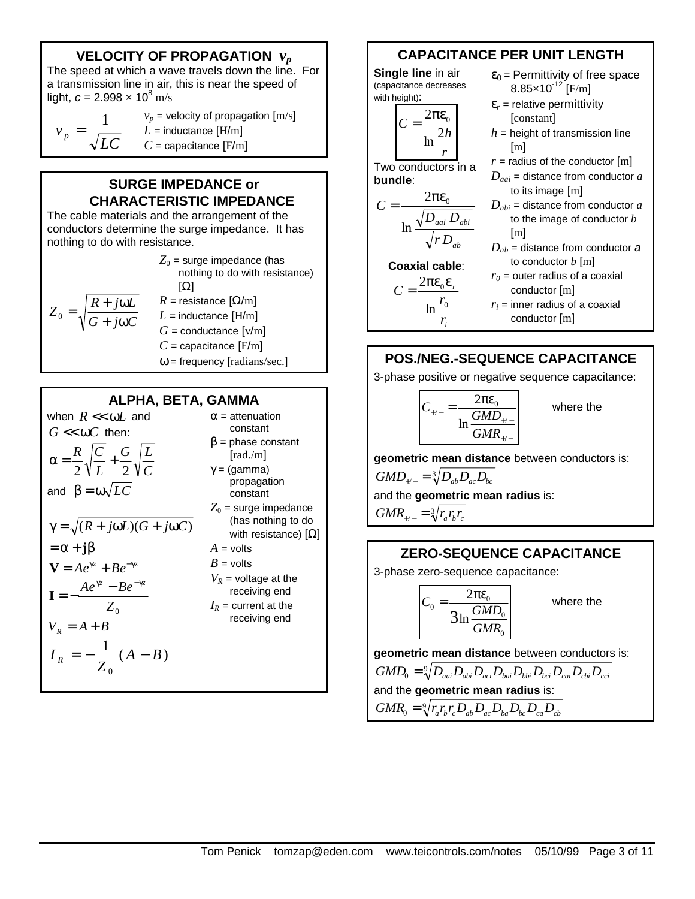## VELOCITY OF PROPAGATION $v_p$

The speed at which a wave travels down the line. For a transmission line in air, this is near the speed of light, $c = 2.998 \times 10^8$ m/s

$$v_p = \frac{1}{\sqrt{LC}}$$

$v_p$ = velocity of propagation [m/s]
$L$ = inductance [H/m]
$C$ = capacitance [F/m]

## SURGE IMPEDANCE or CHARACTERISTIC IMPEDANCE

The cable materials and the arrangement of the conductors determine the surge impedance. It has nothing to do with resistance.

$$Z_0 = \sqrt{\frac{R + j\omega L}{G + j\omega C}}$$

$Z_0$ = surge impedance (has nothing to do with resistance) [Ω]
$R$ = resistance [Ω/m]
$L$ = inductance [H/m]
$G$ = conductance [v/m]
$C$ = capacitance [F/m]
$\omega$ = frequency [radians/sec.]

## ALPHA, BETA, GAMMA

when $R \ll \omega L$ and $G \ll \omega C$ then:

$$\alpha = \frac{R}{2}\sqrt{\frac{C}{L}} + \frac{G}{2}\sqrt{\frac{L}{C}}$$

and $\beta = \omega\sqrt{LC}$

$$\gamma = \sqrt{(R + j\omega L)(G + j\omega C)}$$

$$= \alpha + \mathbf{j}\beta$$

$$\mathbf{V} = Ae^{\gamma z} + Be^{-\gamma z}$$

$$\mathbf{I} = -\frac{Ae^{\gamma z} - Be^{-\gamma z}}{Z_0}$$

$$V_R = A + B$$

$$I_R = -\frac{1}{Z_0}(A - B)$$

$\alpha$ = attenuation constant
$\beta$ = phase constant [rad./m]
$\gamma$ = (gamma) propagation constant
$Z_0$ = surge impedance (has nothing to do with resistance) [Ω]
$A$ = volts
$B$ = volts
$V_R$ = voltage at the receiving end
$I_R$ = current at the receiving end

## CAPACITANCE PER UNIT LENGTH

**Single line** in air (capacitance decreases with height):

$$C = \frac{2\pi\varepsilon_0}{\ln\frac{2h}{r}}$$

Two conductors in a **bundle**:

$$C = \frac{2\pi\varepsilon_0}{\ln\frac{\sqrt{D_{aai}\,D_{abi}}}{\sqrt{r\,D_{ab}}}}$$

**Coaxial cable**:

$$C = \frac{2\pi\varepsilon_0\varepsilon_r}{\ln\frac{r_0}{r_i}}$$

$\varepsilon_0$ = Permittivity of free space $8.85\times10^{-12}$ [F/m]
$\varepsilon_r$ = relative permittivity [constant]
$h$ = height of transmission line [m]
$r$ = radius of the conductor [m]
$D_{aai}$ = distance from conductor $a$ to its image [m]
$D_{abi}$ = distance from conductor $a$ to the image of conductor $b$ [m]
$D_{ab}$ = distance from conductor $a$ to conductor $b$ [m]
$r_0$ = outer radius of a coaxial conductor [m]
$r_i$ = inner radius of a coaxial conductor [m]

## POS./NEG.-SEQUENCE CAPACITANCE

3-phase positive or negative sequence capacitance:

$$C_{+/-} = \frac{2\pi\varepsilon_0}{\ln\frac{GMD_{+/-}}{GMR_{+/-}}}$$

where the **geometric mean distance** between conductors is:

$$GMD_{+/-} = \sqrt[3]{D_{ab}D_{ac}D_{bc}}$$

and the **geometric mean radius** is:

$$GMR_{+/-} = \sqrt[3]{r_a r_b r_c}$$

## ZERO-SEQUENCE CAPACITANCE

3-phase zero-sequence capacitance:

$$C_0 = \frac{2\pi\varepsilon_0}{3\ln\frac{GMD_0}{GMR_0}}$$

where the **geometric mean distance** between conductors is:

$$GMD_0 = \sqrt[9]{D_{aai}D_{abi}D_{aci}D_{bai}D_{bbi}D_{bci}D_{cai}D_{cbi}D_{cci}}$$

and the **geometric mean radius** is:

$$GMR_0 = \sqrt[9]{r_a r_b r_c D_{ab}D_{ac}D_{ba}D_{bc}D_{ca}D_{cb}}$$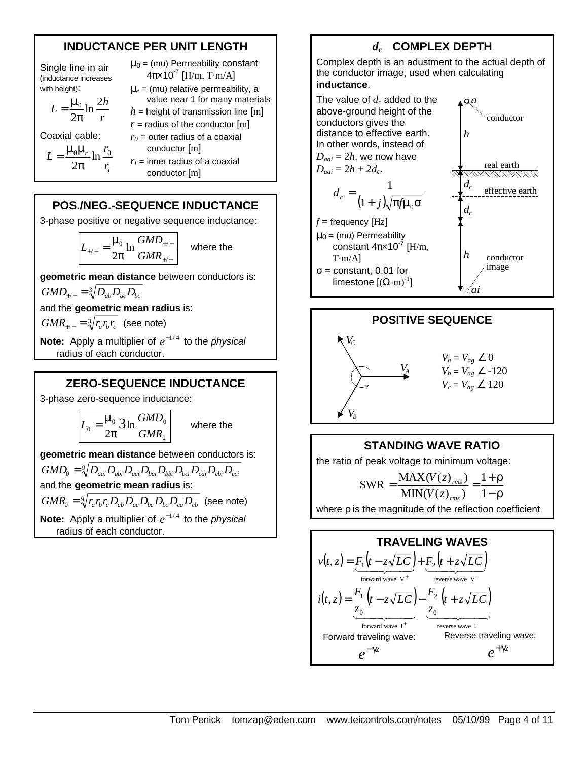## INDUCTANCE PER UNIT LENGTH

Single line in air (inductance increases with height):

$$L = \frac{\mu_0}{2\pi} \ln \frac{2h}{r}$$

Coaxial cable:

$$L = \frac{\mu_0 \mu_r}{2\pi} \ln \frac{r_0}{r_i}$$

$\mu_0$ = (mu) Permeability constant $4\pi \times 10^{-7}$ [H/m, T·m/A]

$\mu_r$ = (mu) relative permeability, a value near 1 for many materials

$h$ = height of transmission line [m]

$r$ = radius of the conductor [m]

$r_0$ = outer radius of a coaxial conductor [m]

$r_i$ = inner radius of a coaxial conductor [m]

## POS./NEG.-SEQUENCE INDUCTANCE

3-phase positive or negative sequence inductance:

$$L_{+/-} = \frac{\mu_0}{2\pi} \ln \frac{GMD_{+/-}}{GMR_{+/-}}$$

where the **geometric mean distance** between conductors is:

$GMD_{+/-} = \sqrt[3]{D_{ab} D_{ac} D_{bc}}$

and the **geometric mean radius** is:

$GMR_{+/-} = \sqrt[3]{r_a r_b r_c}$ (see note)

**Note:** Apply a multiplier of $e^{-1/4}$ to the *physical* radius of each conductor.

## ZERO-SEQUENCE INDUCTANCE

3-phase zero-sequence inductance:

$$L_0 = \frac{\mu_0}{2\pi} 3 \ln \frac{GMD_0}{GMR_0}$$

where the **geometric mean distance** between conductors is:

$GMD_0 = \sqrt[9]{D_{aai} D_{abi} D_{aci} D_{bai} D_{bbi} D_{bci} D_{cai} D_{cbi} D_{cci}}$

and the **geometric mean radius** is:

$GMR_0 = \sqrt[9]{r_a r_b r_c D_{ab} D_{ac} D_{ba} D_{bc} D_{ca} D_{cb}}$ (see note)

**Note:** Apply a multiplier of $e^{-1/4}$ to the *physical* radius of each conductor.

## $d_c$ COMPLEX DEPTH

Complex depth is an adustment to the actual depth of the conductor image, used when calculating **inductance**.

The value of $d_c$ added to the above-ground height of the conductors gives the distance to effective earth. In other words, instead of $D_{aai} = 2h$, we now have $D_{aai} = 2h + 2d_c$.

$$d_c = \frac{1}{(1+j)\sqrt{\pi f \mu_0 \sigma}}$$

$f$ = frequency [Hz]

$\mu_0$ = (mu) Permeability constant $4\pi \times 10^{-7}$ [H/m, T·m/A]

$\sigma$ = constant, 0.01 for limestone $[(\Omega\text{-m})^{-1}]$

(Diagram labels: $a$ conductor; $h$; real earth; $d_c$; effective earth; $d_c$; $h$; conductor image; $ai$)

## POSITIVE SEQUENCE

(Diagram labels: $V_C$, $V_A$, $V_B$)

$V_a = V_{ag} \angle 0$

$V_b = V_{ag} \angle -120$

$V_c = V_{ag} \angle 120$

## STANDING WAVE RATIO

the ratio of peak voltage to minimum voltage:

$$\text{SWR} = \frac{\text{MAX}(V(z)_{rms})}{\text{MIN}(V(z)_{rms})} = \frac{1+\rho}{1-\rho}$$

where $\rho$ is the magnitude of the reflection coefficient

## TRAVELING WAVES

$$v(t,z) = \underbrace{F_1\left(t - z\sqrt{LC}\right)}_{\text{forward wave } V^+} + \underbrace{F_2\left(t + z\sqrt{LC}\right)}_{\text{reverse wave } V^-}$$

$$i(t,z) = \underbrace{\frac{F_1}{z_0}\left(t - z\sqrt{LC}\right)}_{\text{forward wave } I^+} - \underbrace{\frac{F_2}{z_0}\left(t + z\sqrt{LC}\right)}_{\text{reverse wave } I^-}$$

Forward traveling wave: $e^{-\gamma z}$

Reverse traveling wave: $e^{+\gamma z}$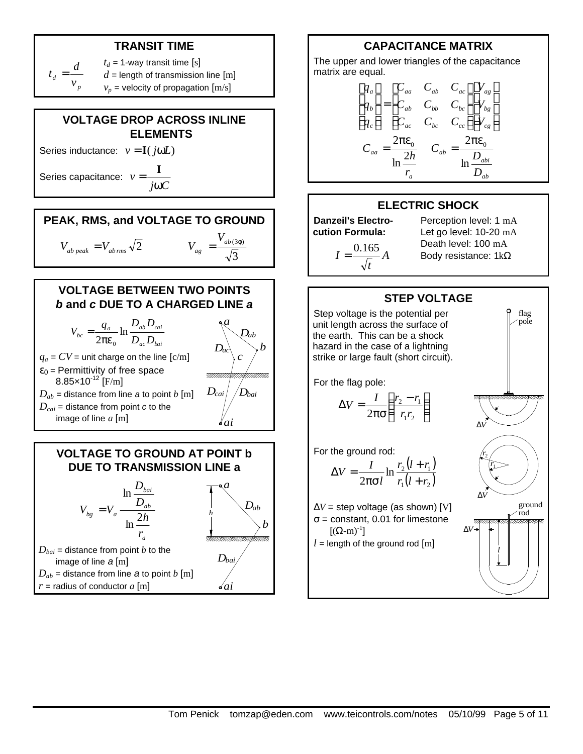## TRANSIT TIME

$$t_d = \frac{d}{v_p}$$

$t_d$ = 1-way transit time [s]
$d$ = length of transmission line [m]
$v_p$ = velocity of propagation [m/s]

## VOLTAGE DROP ACROSS INLINE ELEMENTS

Series inductance: $v = \mathbf{I}(j\omega L)$

Series capacitance: $v = \dfrac{\mathbf{I}}{j\omega C}$

## PEAK, RMS, and VOLTAGE TO GROUND

$$V_{ab\,peak} = V_{ab\,rms}\sqrt{2} \qquad V_{ag} = \frac{V_{ab(3\phi)}}{\sqrt{3}}$$

## VOLTAGE BETWEEN TWO POINTS *b* and *c* DUE TO A CHARGED LINE *a*

$$V_{bc} = \frac{q_a}{2\pi\varepsilon_0}\ln\frac{D_{ab}D_{cai}}{D_{ac}D_{bai}}$$

$q_a = CV$ = unit charge on the line [c/m]
$\varepsilon_0$ = Permittivity of free space $8.85\times10^{-12}$ [F/m]
$D_{ab}$ = distance from line *a* to point *b* [m]
$D_{cai}$ = distance from point *c* to the image of line *a* [m]

## VOLTAGE TO GROUND AT POINT b DUE TO TRANSMISSION LINE a

$$V_{bg} = V_a \frac{\ln\dfrac{D_{bai}}{D_{ab}}}{\ln\dfrac{2h}{r_a}}$$

$D_{bai}$ = distance from point *b* to the image of line *a* [m]
$D_{ab}$ = distance from line *a* to point *b* [m]
$r$ = radius of conductor *a* [m]

## CAPACITANCE MATRIX

The upper and lower triangles of the capacitance matrix are equal.

$$\begin{bmatrix} q_a \\ q_b \\ q_c \end{bmatrix} = \begin{bmatrix} C_{aa} & C_{ab} & C_{ac} \\ C_{ab} & C_{bb} & C_{bc} \\ C_{ac} & C_{bc} & C_{cc} \end{bmatrix} \begin{bmatrix} V_{ag} \\ V_{bg} \\ V_{cg} \end{bmatrix}$$

$$C_{aa} = \frac{2\pi\varepsilon_0}{\ln\dfrac{2h}{r_a}} \qquad C_{ab} = \frac{2\pi\varepsilon_0}{\ln\dfrac{D_{abi}}{D_{ab}}}$$

## ELECTRIC SHOCK

**Danzeil's Electrocution Formula:**

$$I = \frac{0.165}{\sqrt{t}}A$$

Perception level: 1 mA
Let go level: 10-20 mA
Death level: 100 mA
Body resistance: 1kΩ

## STEP VOLTAGE

Step voltage is the potential per unit length across the surface of the earth. This can be a shock hazard in the case of a lightning strike or large fault (short circuit).

For the flag pole:

$$\Delta V = \frac{I}{2\pi\sigma}\left(\frac{r_2 - r_1}{r_1 r_2}\right)$$

For the ground rod:

$$\Delta V = \frac{I}{2\pi\sigma l}\ln\frac{r_2(l + r_1)}{r_1(l + r_2)}$$

$\Delta V$ = step voltage (as shown) [V]
$\sigma$ = constant, 0.01 for limestone $[(\Omega\text{-m})^{-1}]$
$l$ = length of the ground rod [m]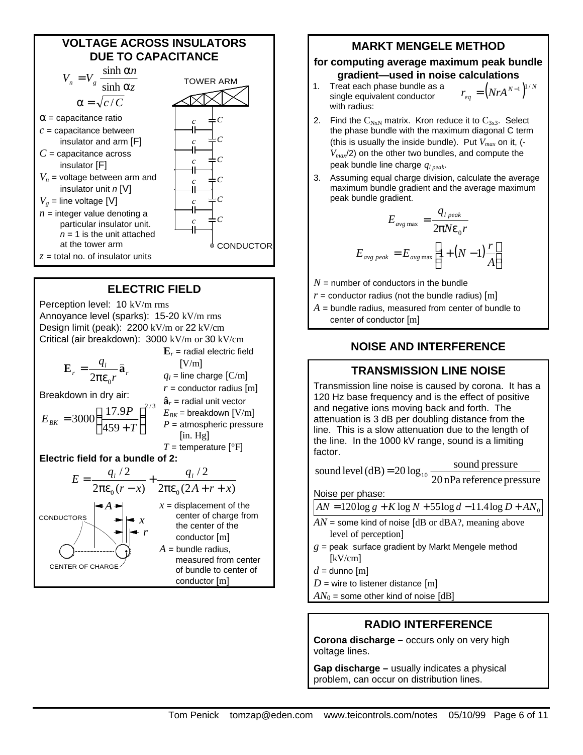## VOLTAGE ACROSS INSULATORS DUE TO CAPACITANCE

$$V_n = V_g \frac{\sinh \alpha n}{\sinh \alpha z}$$

$$\alpha = \sqrt{c/C}$$

TOWER ARM

CONDUCTOR

$\alpha$ = capacitance ratio

$c$ = capacitance between insulator and arm [F]

$C$ = capacitance across insulator [F]

$V_n$ = voltage between arm and insulator unit $n$ [V]

$V_g$ = line voltage [V]

$n$ = integer value denoting a particular insulator unit. $n$ = 1 is the unit attached at the tower arm

$z$ = total no. of insulator units

## ELECTRIC FIELD

Perception level: 10 kV/m rms
Annoyance level (sparks): 15-20 kV/m rms
Design limit (peak): 2200 kV/m or 22 kV/cm
Critical (air breakdown): 3000 kV/m or 30 kV/cm

$$\mathbf{E}_r = \frac{q_l}{2\pi\varepsilon_0 r}\hat{\mathbf{a}}_r$$

Breakdown in dry air:

$$E_{BK} = 3000\left(\frac{17.9P}{459+T}\right)^{2/3}$$

$\mathbf{E}_r$ = radial electric field [V/m]

$q_l$ = line charge [C/m]

$r$ = conductor radius [m]

$\hat{\mathbf{a}}_r$ = radial unit vector

$E_{BK}$ = breakdown [V/m]

$P$ = atmospheric pressure [in. Hg]

$T$ = temperature [°F]

**Electric field for a bundle of 2:**

$$E = \frac{q_l/2}{2\pi\varepsilon_0(r-x)} + \frac{q_l/2}{2\pi\varepsilon_0(2A+r+x)}$$

CONDUCTORS — CENTER OF CHARGE

$x$ = displacement of the center of charge from the center of the conductor [m]

$A$ = bundle radius, measured from center of bundle to center of conductor [m]

## MARKT MENGELE METHOD

**for computing average maximum peak bundle gradient—used in noise calculations**

1. Treat each phase bundle as a single equivalent conductor with radius: $$r_{eq} = \left(NrA^{N-1}\right)^{1/N}$$
2. Find the $C_{NxN}$ matrix. Kron reduce it to $C_{3x3}$. Select the phase bundle with the maximum diagonal C term (this is usually the inside bundle). Put $V_{max}$ on it, ($-V_{max}/2$) on the other two bundles, and compute the peak bundle line charge $q_{l\,peak}$.
3. Assuming equal charge division, calculate the average maximum bundle gradient and the average maximum peak bundle gradient.

$$E_{avg\max} = \frac{q_{l\,peak}}{2\pi N\varepsilon_0 r}$$

$$E_{avg\,peak} = E_{avg\max}\left[1+(N-1)\frac{r}{A}\right]$$

$N$ = number of conductors in the bundle

$r$ = conductor radius (not the bundle radius) [m]

$A$ = bundle radius, measured from center of bundle to center of conductor [m]

## NOISE AND INTERFERENCE

### TRANSMISSION LINE NOISE

Transmission line noise is caused by corona. It has a 120 Hz base frequency and is the effect of positive and negative ions moving back and forth. The attenuation is 3 dB per doubling distance from the line. This is a slow attenuation due to the length of the line. In the 1000 kV range, sound is a limiting factor.

$$\text{sound level (dB)} = 20\log_{10}\frac{\text{sound pressure}}{20\text{ nPa reference pressure}}$$

Noise per phase:

$$AN = 120\log g + K\log N + 55\log d - 11.4\log D + AN_0$$

$AN$ = some kind of noise [dB or dBA?, meaning above level of perception]

$g$ = peak surface gradient by Markt Mengele method [kV/cm]

$d$ = dunno [m]

$D$ = wire to listener distance [m]

$AN_0$ = some other kind of noise [dB]

### RADIO INTERFERENCE

**Corona discharge –** occurs only on very high voltage lines.

**Gap discharge –** usually indicates a physical problem, can occur on distribution lines.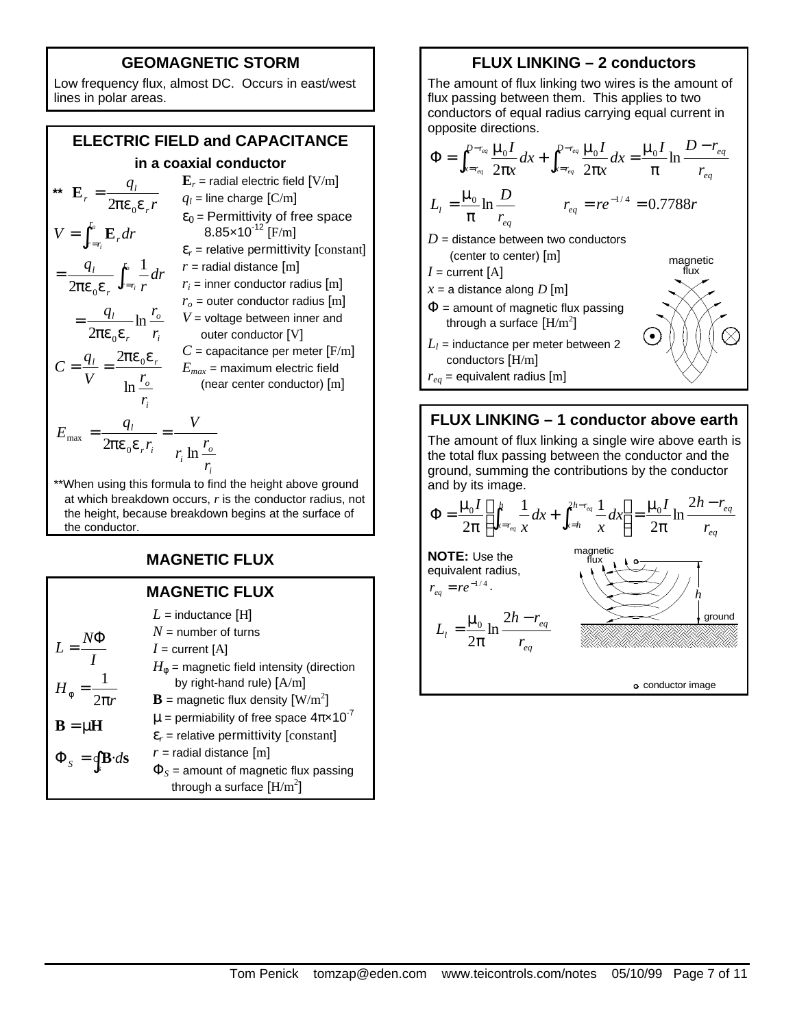## GEOMAGNETIC STORM

Low frequency flux, almost DC. Occurs in east/west lines in polar areas.

## ELECTRIC FIELD and CAPACITANCE

### in a coaxial conductor

** $\mathbf{E}_r = \dfrac{q_l}{2\pi\varepsilon_0\varepsilon_r r}$

$$V = \int_{r=r_i}^{r_o} \mathbf{E}_r \, dr$$

$$= \frac{q_l}{2\pi\varepsilon_0\varepsilon_r}\int_{r=r_i}^{r_o}\frac{1}{r}dr$$

$$= \frac{q_l}{2\pi\varepsilon_0\varepsilon_r}\ln\frac{r_o}{r_i}$$

$$C = \frac{q_l}{V} = \frac{2\pi\varepsilon_0\varepsilon_r}{\ln\frac{r_o}{r_i}}$$

$$E_{max} = \frac{q_l}{2\pi\varepsilon_0\varepsilon_r r_i} = \frac{V}{r_i \ln\frac{r_o}{r_i}}$$

- $\mathbf{E}_r$ = radial electric field [V/m]
- $q_l$ = line charge [C/m]
- $\varepsilon_0$ = Permittivity of free space $8.85\times10^{-12}$ [F/m]
- $\varepsilon_r$ = relative permittivity [constant]
- $r$ = radial distance [m]
- $r_i$ = inner conductor radius [m]
- $r_o$ = outer conductor radius [m]
- $V$ = voltage between inner and outer conductor [V]
- $C$ = capacitance per meter [F/m]
- $E_{max}$ = maximum electric field (near center conductor) [m]

**When using this formula to find the height above ground at which breakdown occurs, $r$ is the conductor radius, not the height, because breakdown begins at the surface of the conductor.

## MAGNETIC FLUX

### MAGNETIC FLUX

$$L = \frac{N\Phi}{I}$$

$$H_\phi = \frac{1}{2\pi r}$$

$$\mathbf{B} = \mu\mathbf{H}$$

$$\Phi_S = \oint_S \mathbf{B}\cdot d\mathbf{s}$$

- $L$ = inductance [H]
- $N$ = number of turns
- $I$ = current [A]
- $H_\phi$ = magnetic field intensity (direction by right-hand rule) [A/m]
- $\mathbf{B}$ = magnetic flux density [W/m$^2$]
- $\mu$ = permiability of free space $4\pi\times10^{-7}$
- $\varepsilon_r$ = relative permittivity [constant]
- $r$ = radial distance [m]
- $\Phi_S$ = amount of magnetic flux passing through a surface [H/m$^2$]

## FLUX LINKING – 2 conductors

The amount of flux linking two wires is the amount of flux passing between them. This applies to two conductors of equal radius carrying equal current in opposite directions.

$$\Phi = \int_{x=r_{eq}}^{D-r_{eq}} \frac{\mu_0 I}{2\pi x}dx + \int_{x=r_{eq}}^{D-r_{eq}} \frac{\mu_0 I}{2\pi x}dx = \frac{\mu_0 I}{\pi}\ln\frac{D-r_{eq}}{r_{eq}}$$

$$L_l = \frac{\mu_0}{\pi}\ln\frac{D}{r_{eq}} \qquad r_{eq} = re^{-1/4} = 0.7788r$$

- $D$ = distance between two conductors (center to center) [m]
- $I$ = current [A]
- $x$ = a distance along $D$ [m]
- $\Phi$ = amount of magnetic flux passing through a surface [H/m$^2$]
- $L_l$ = inductance per meter between 2 conductors [H/m]
- $r_{eq}$ = equivalent radius [m]

magnetic flux

## FLUX LINKING – 1 conductor above earth

The amount of flux linking a single wire above earth is the total flux passing between the conductor and the ground, summing the contributions by the conductor and by its image.

$$\Phi = \frac{\mu_0 I}{2\pi}\left(\int_{x=r_{eq}}^{h}\frac{1}{x}dx + \int_{x=h}^{2h-r_{eq}}\frac{1}{x}dx\right) = \frac{\mu_0 I}{2\pi}\ln\frac{2h-r_{eq}}{r_{eq}}$$

**NOTE:** Use the equivalent radius, $r_{eq} = re^{-1/4}$.

$$L_l = \frac{\mu_0}{2\pi}\ln\frac{2h-r_{eq}}{r_{eq}}$$

magnetic flux, $h$, ground, conductor image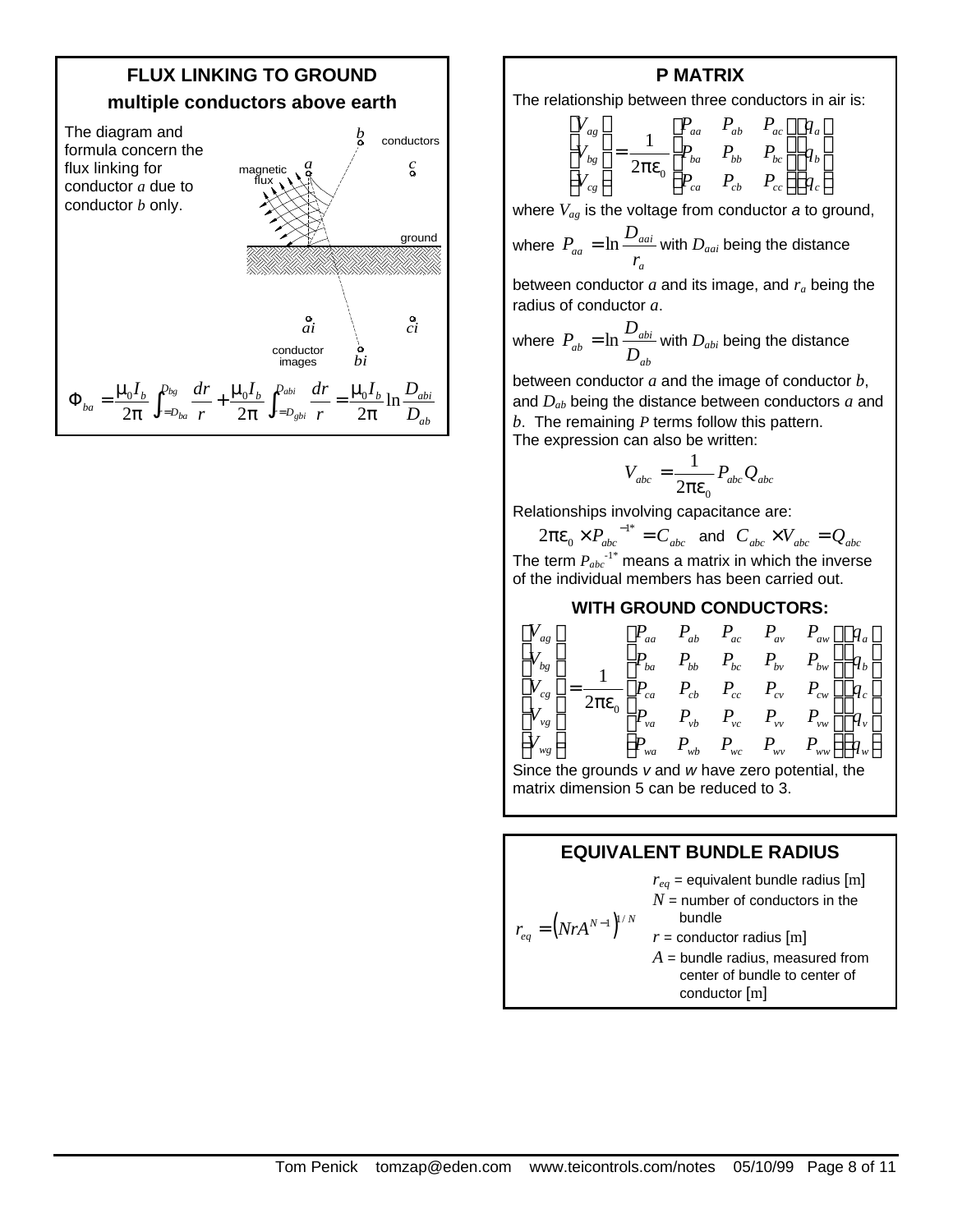## FLUX LINKING TO GROUND
### multiple conductors above earth

The diagram and formula concern the flux linking for conductor $a$ due to conductor $b$ only.

$$\Phi_{ba} = \frac{\mu_0 I_b}{2\pi} \int_{=D_{ba}}^{D_{bg}} \frac{dr}{r} + \frac{\mu_0 I_b}{2\pi} \int_{=D_{gbi}}^{D_{abi}} \frac{dr}{r} = \frac{\mu_0 I_b}{2\pi} \ln \frac{D_{abi}}{D_{ab}}$$

## P MATRIX

The relationship between three conductors in air is:

$$\begin{bmatrix} V_{ag} \\ V_{bg} \\ V_{cg} \end{bmatrix} = \frac{1}{2\pi\varepsilon_0} \begin{bmatrix} P_{aa} & P_{ab} & P_{ac} \\ P_{ba} & P_{bb} & P_{bc} \\ P_{ca} & P_{cb} & P_{cc} \end{bmatrix} \begin{bmatrix} q_a \\ q_b \\ q_c \end{bmatrix}$$

where $V_{ag}$ is the voltage from conductor $a$ to ground,

where $P_{aa} = \ln \frac{D_{aai}}{r_a}$ with $D_{aai}$ being the distance between conductor $a$ and its image, and $r_a$ being the radius of conductor $a$.

where $P_{ab} = \ln \frac{D_{abi}}{D_{ab}}$ with $D_{abi}$ being the distance between conductor $a$ and the image of conductor $b$, and $D_{ab}$ being the distance between conductors $a$ and $b$. The remaining $P$ terms follow this pattern.

The expression can also be written:

$$V_{abc} = \frac{1}{2\pi\varepsilon_0} P_{abc} Q_{abc}$$

Relationships involving capacitance are:

$$2\pi\varepsilon_0 \times P_{abc}^{-1*} = C_{abc} \quad \text{and} \quad C_{abc} \times V_{abc} = Q_{abc}$$

The term $P_{abc}^{-1*}$ means a matrix in which the inverse of the individual members has been carried out.

### WITH GROUND CONDUCTORS:

$$\begin{bmatrix} V_{ag} \\ V_{bg} \\ V_{cg} \\ V_{vg} \\ V_{wg} \end{bmatrix} = \frac{1}{2\pi\varepsilon_0} \begin{bmatrix} P_{aa} & P_{ab} & P_{ac} & P_{av} & P_{aw} \\ P_{ba} & P_{bb} & P_{bc} & P_{bv} & P_{bw} \\ P_{ca} & P_{cb} & P_{cc} & P_{cv} & P_{cw} \\ P_{va} & P_{vb} & P_{vc} & P_{vv} & P_{vw} \\ P_{wa} & P_{wb} & P_{wc} & P_{wv} & P_{ww} \end{bmatrix} \begin{bmatrix} q_a \\ q_b \\ q_c \\ q_v \\ q_w \end{bmatrix}$$

Since the grounds $v$ and $w$ have zero potential, the matrix dimension 5 can be reduced to 3.

## EQUIVALENT BUNDLE RADIUS

$$r_{eq} = \left(NrA^{N-1}\right)^{1/N}$$

$r_{eq}$ = equivalent bundle radius [m]
$N$ = number of conductors in the bundle
$r$ = conductor radius [m]
$A$ = bundle radius, measured from center of bundle to center of conductor [m]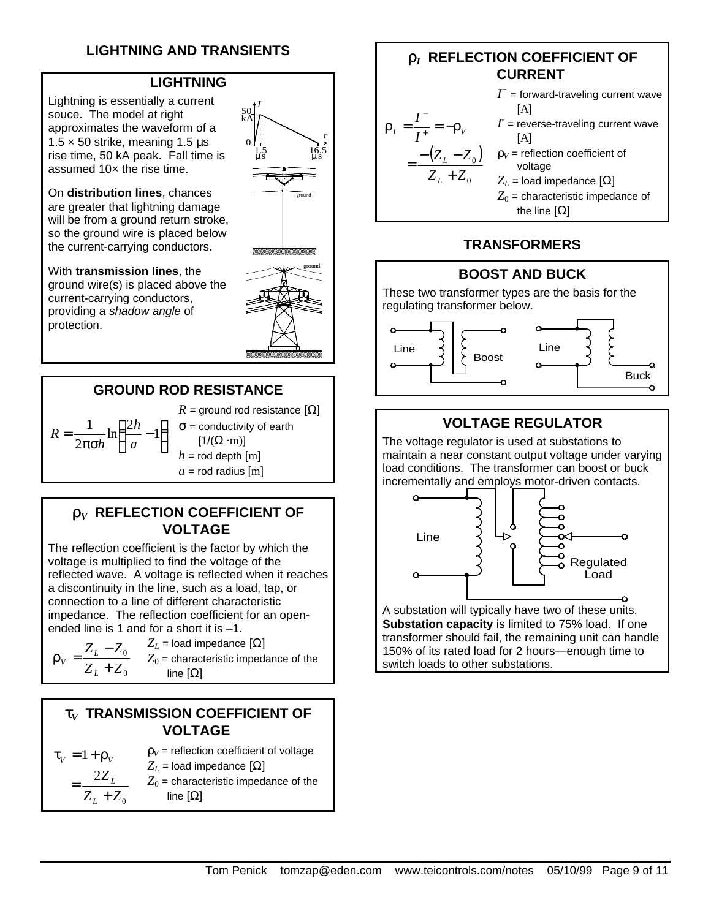# LIGHTNING AND TRANSIENTS

## LIGHTNING

Lightning is essentially a current souce. The model at right approximates the waveform of a 1.5 × 50 strike, meaning 1.5 µs rise time, 50 kA peak. Fall time is assumed 10× the rise time.

On **distribution lines**, chances are greater that lightning damage will be from a ground return stroke, so the ground wire is placed below the current-carrying conductors.

With **transmission lines**, the ground wire(s) is placed above the current-carrying conductors, providing a *shadow angle* of protection.

## GROUND ROD RESISTANCE

$$R = \frac{1}{2\pi\sigma h}\ln\left(\frac{2h}{a} - 1\right)$$

$R$ = ground rod resistance [Ω]
$\sigma$ = conductivity of earth [1/(Ω·m)]
$h$ = rod depth [m]
$a$ = rod radius [m]

## $\rho_V$ REFLECTION COEFFICIENT OF VOLTAGE

The reflection coefficient is the factor by which the voltage is multiplied to find the voltage of the reflected wave. A voltage is reflected when it reaches a discontinuity in the line, such as a load, tap, or connection to a line of different characteristic impedance. The reflection coefficient for an open-ended line is 1 and for a short it is –1.

$$\rho_V = \frac{Z_L - Z_0}{Z_L + Z_0}$$

$Z_L$ = load impedance [Ω]
$Z_0$ = characteristic impedance of the line [Ω]

## $\tau_V$ TRANSMISSION COEFFICIENT OF VOLTAGE

$$\tau_V = 1 + \rho_V = \frac{2Z_L}{Z_L + Z_0}$$

$\rho_V$ = reflection coefficient of voltage
$Z_L$ = load impedance [Ω]
$Z_0$ = characteristic impedance of the line [Ω]

## $\rho_I$ REFLECTION COEFFICIENT OF CURRENT

$$\rho_I = \frac{I^-}{I^+} = -\rho_V = \frac{-(Z_L - Z_0)}{Z_L + Z_0}$$

$I^+$ = forward-traveling current wave [A]
$I^-$ = reverse-traveling current wave [A]
$\rho_V$ = reflection coefficient of voltage
$Z_L$ = load impedance [Ω]
$Z_0$ = characteristic impedance of the line [Ω]

# TRANSFORMERS

## BOOST AND BUCK

These two transformer types are the basis for the regulating transformer below.

## VOLTAGE REGULATOR

The voltage regulator is used at substations to maintain a near constant output voltage under varying load conditions. The transformer can boost or buck incrementally and employs motor-driven contacts.

A substation will typically have two of these units. **Substation capacity** is limited to 75% load. If one transformer should fail, the remaining unit can handle 150% of its rated load for 2 hours—enough time to switch loads to other substations.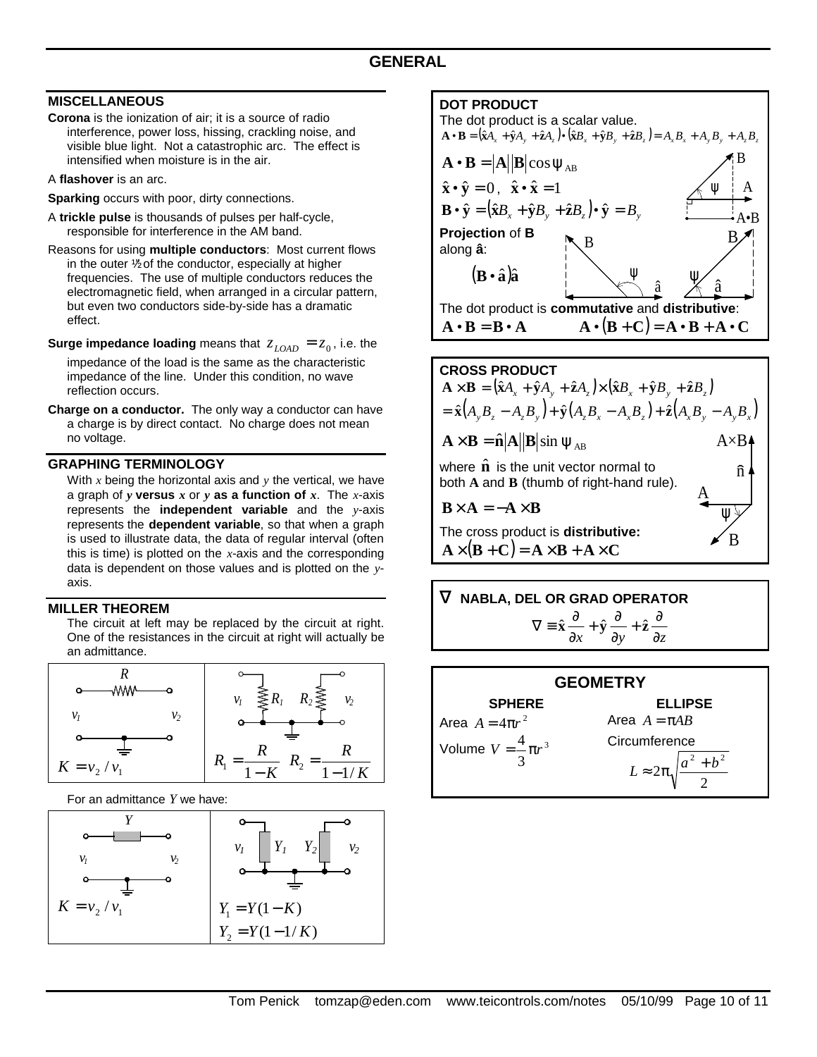# GENERAL

## MISCELLANEOUS

**Corona** is the ionization of air; it is a source of radio interference, power loss, hissing, crackling noise, and visible blue light. Not a catastrophic arc. The effect is intensified when moisture is in the air.

A **flashover** is an arc.

**Sparking** occurs with poor, dirty connections.

A **trickle pulse** is thousands of pulses per half-cycle, responsible for interference in the AM band.

Reasons for using **multiple conductors**: Most current flows in the outer ½ of the conductor, especially at higher frequencies. The use of multiple conductors reduces the electromagnetic field, when arranged in a circular pattern, but even two conductors side-by-side has a dramatic effect.

**Surge impedance loading** means that $z_{LOAD} = z_0$, i.e. the impedance of the load is the same as the characteristic impedance of the line. Under this condition, no wave reflection occurs.

**Charge on a conductor.** The only way a conductor can have a charge is by direct contact. No charge does not mean no voltage.

## GRAPHING TERMINOLOGY

With $x$ being the horizontal axis and $y$ the vertical, we have a graph of ***y* versus *x*** or ***y* as a function of *x***. The $x$-axis represents the **independent variable** and the $y$-axis represents the **dependent variable**, so that when a graph is used to illustrate data, the data of regular interval (often this is time) is plotted on the $x$-axis and the corresponding data is dependent on those values and is plotted on the $y$-axis.

## MILLER THEOREM

The circuit at left may be replaced by the circuit at right. One of the resistances in the circuit at right will actually be an admittance.

$$K = v_2 / v_1 \qquad R_1 = \frac{R}{1-K} \quad R_2 = \frac{R}{1-1/K}$$

For an admittance $Y$ we have:

$$K = v_2 / v_1 \qquad Y_1 = Y(1-K) \qquad Y_2 = Y(1-1/K)$$

## DOT PRODUCT

The dot product is a scalar value.

$$\mathbf{A} \cdot \mathbf{B} = (\hat{\mathbf{x}}A_x + \hat{\mathbf{y}}A_y + \hat{\mathbf{z}}A_z) \cdot (\hat{\mathbf{x}}B_x + \hat{\mathbf{y}}B_y + \hat{\mathbf{z}}B_z) = A_xB_x + A_yB_y + A_zB_z$$

$$\mathbf{A} \cdot \mathbf{B} = |\mathbf{A}||\mathbf{B}|\cos\psi_{AB}$$

$$\hat{\mathbf{x}} \cdot \hat{\mathbf{y}} = 0, \quad \hat{\mathbf{x}} \cdot \hat{\mathbf{x}} = 1$$

$$\mathbf{B} \cdot \hat{\mathbf{y}} = (\hat{\mathbf{x}}B_x + \hat{\mathbf{y}}B_y + \hat{\mathbf{z}}B_z) \cdot \hat{\mathbf{y}} = B_y$$

**Projection** of **B** along **â**:

$$(\mathbf{B} \cdot \hat{\mathbf{a}})\hat{\mathbf{a}}$$

The dot product is **commutative** and **distributive**:

$$\mathbf{A} \cdot \mathbf{B} = \mathbf{B} \cdot \mathbf{A} \qquad \mathbf{A} \cdot (\mathbf{B} + \mathbf{C}) = \mathbf{A} \cdot \mathbf{B} + \mathbf{A} \cdot \mathbf{C}$$

## CROSS PRODUCT

$$\mathbf{A} \times \mathbf{B} = (\hat{\mathbf{x}}A_x + \hat{\mathbf{y}}A_y + \hat{\mathbf{z}}A_z) \times (\hat{\mathbf{x}}B_x + \hat{\mathbf{y}}B_y + \hat{\mathbf{z}}B_z)$$

$$= \hat{\mathbf{x}}(A_yB_z - A_zB_y) + \hat{\mathbf{y}}(A_zB_x - A_xB_z) + \hat{\mathbf{z}}(A_xB_y - A_yB_x)$$

$$\mathbf{A} \times \mathbf{B} = \hat{\mathbf{n}}|\mathbf{A}||\mathbf{B}|\sin\psi_{AB}$$

where $\hat{\mathbf{n}}$ is the unit vector normal to both **A** and **B** (thumb of right-hand rule).

$$\mathbf{B} \times \mathbf{A} = -\mathbf{A} \times \mathbf{B}$$

The cross product is **distributive:**

$$\mathbf{A} \times (\mathbf{B} + \mathbf{C}) = \mathbf{A} \times \mathbf{B} + \mathbf{A} \times \mathbf{C}$$

## ∇ NABLA, DEL OR GRAD OPERATOR

$$\nabla \equiv \hat{\mathbf{x}}\frac{\partial}{\partial x} + \hat{\mathbf{y}}\frac{\partial}{\partial y} + \hat{\mathbf{z}}\frac{\partial}{\partial z}$$

## GEOMETRY

**SPHERE**

Area $A = 4\pi r^2$

Volume $V = \frac{4}{3}\pi r^3$

**ELLIPSE**

Area $A = \pi AB$

Circumference

$$L \approx 2\pi\sqrt{\frac{a^2 + b^2}{2}}$$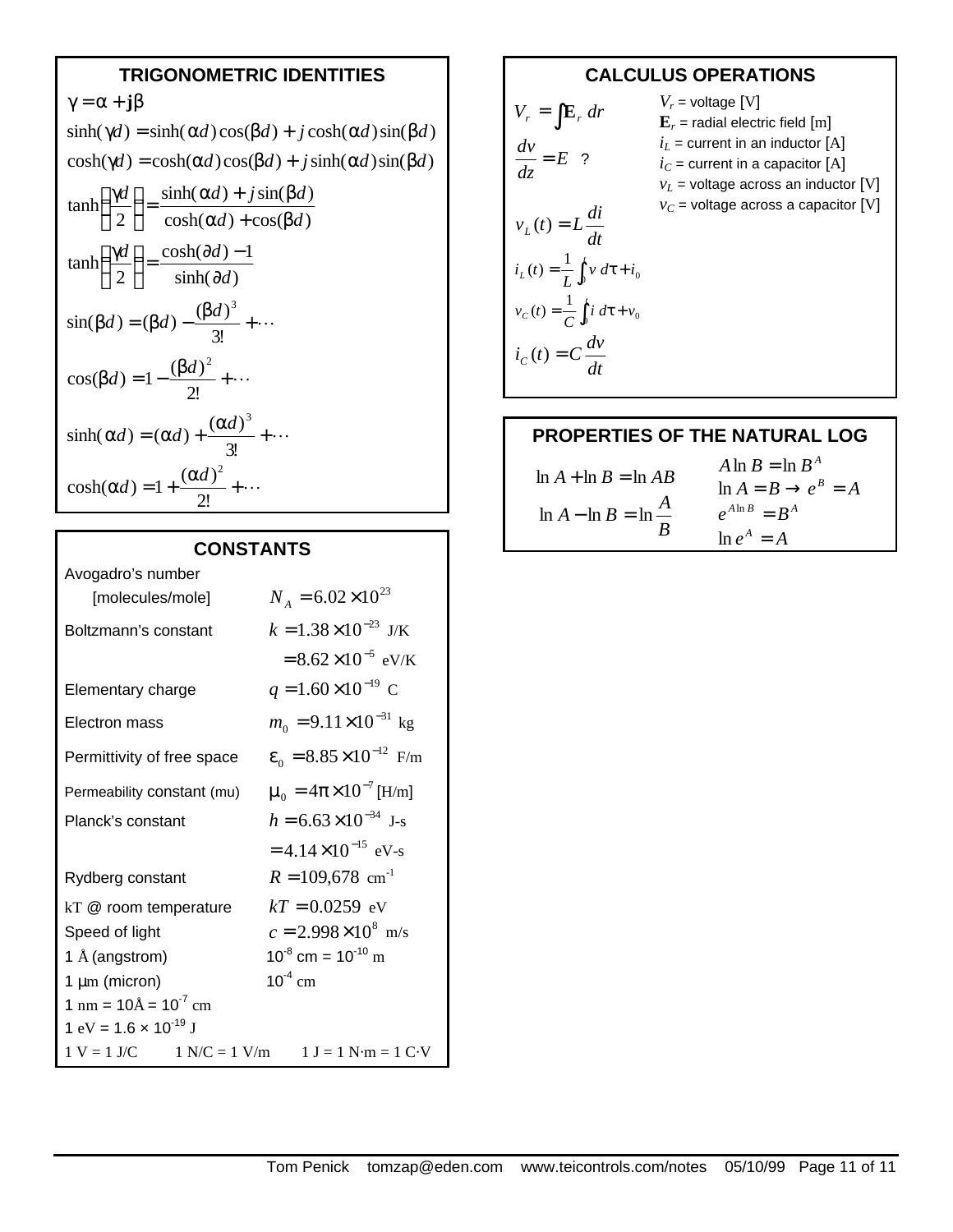## TRIGONOMETRIC IDENTITIES

$$\gamma = \alpha + j\beta$$

$$\sinh(\gamma d) = \sinh(\alpha d)\cos(\beta d) + j\cosh(\alpha d)\sin(\beta d)$$

$$\cosh(\gamma d) = \cosh(\alpha d)\cos(\beta d) + j\sinh(\alpha d)\sin(\beta d)$$

$$\tanh\left(\frac{\gamma d}{2}\right) = \frac{\sinh(\alpha d) + j\sin(\beta d)}{\cosh(\alpha d) + \cos(\beta d)}$$

$$\tanh\left(\frac{\gamma d}{2}\right) = \frac{\cosh(\partial d) - 1}{\sinh(\partial d)}$$

$$\sin(\beta d) = (\beta d) - \frac{(\beta d)^3}{3!} + \cdots$$

$$\cos(\beta d) = 1 - \frac{(\beta d)^2}{2!} + \cdots$$

$$\sinh(\alpha d) = (\alpha d) + \frac{(\alpha d)^3}{3!} + \cdots$$

$$\cosh(\alpha d) = 1 + \frac{(\alpha d)^2}{2!} + \cdots$$

## CONSTANTS

| | |
|---|---|
| Avogadro's number [molecules/mole] | $N_A = 6.02 \times 10^{23}$ |
| Boltzmann's constant | $k = 1.38 \times 10^{-23}$ J/K |
| | $= 8.62 \times 10^{-5}$ eV/K |
| Elementary charge | $q = 1.60 \times 10^{-19}$ C |
| Electron mass | $m_0 = 9.11 \times 10^{-31}$ kg |
| Permittivity of free space | $\varepsilon_0 = 8.85 \times 10^{-12}$ F/m |
| Permeability constant (mu) | $\mu_0 = 4\pi \times 10^{-7}$ [H/m] |
| Planck's constant | $h = 6.63 \times 10^{-34}$ J-s |
| | $= 4.14 \times 10^{-15}$ eV-s |
| Rydberg constant | $R = 109{,}678$ cm$^{-1}$ |
| kT @ room temperature | $kT = 0.0259$ eV |
| Speed of light | $c = 2.998 \times 10^{8}$ m/s |
| 1 Å (angstrom) | $10^{-8}$ cm = $10^{-10}$ m |
| 1 μm (micron) | $10^{-4}$ cm |

1 nm = 10Å = $10^{-7}$ cm

1 eV = $1.6 \times 10^{-19}$ J

1 V = 1 J/C  1 N/C = 1 V/m  1 J = 1 N·m = 1 C·V

## CALCULUS OPERATIONS

$$V_r = \int \mathbf{E}_r \, dr$$

$$\frac{dv}{dz} = E \quad ?$$

$$v_L(t) = L\frac{di}{dt}$$

$$i_L(t) = \frac{1}{L}\int_0^t v \, d\tau + i_0$$

$$v_C(t) = \frac{1}{C}\int_0^t i \, d\tau + v_0$$

$$i_C(t) = C\frac{dv}{dt}$$

$V_r$ = voltage [V]
$\mathbf{E}_r$ = radial electric field [m]
$i_L$ = current in an inductor [A]
$i_C$ = current in a capacitor [A]
$v_L$ = voltage across an inductor [V]
$v_C$ = voltage across a capacitor [V]

## PROPERTIES OF THE NATURAL LOG

$$\ln A + \ln B = \ln AB$$

$$\ln A - \ln B = \ln\frac{A}{B}$$

$$A \ln B = \ln B^A$$

$$\ln A = B \rightarrow e^B = A$$

$$e^{A \ln B} = B^A$$

$$\ln e^A = A$$